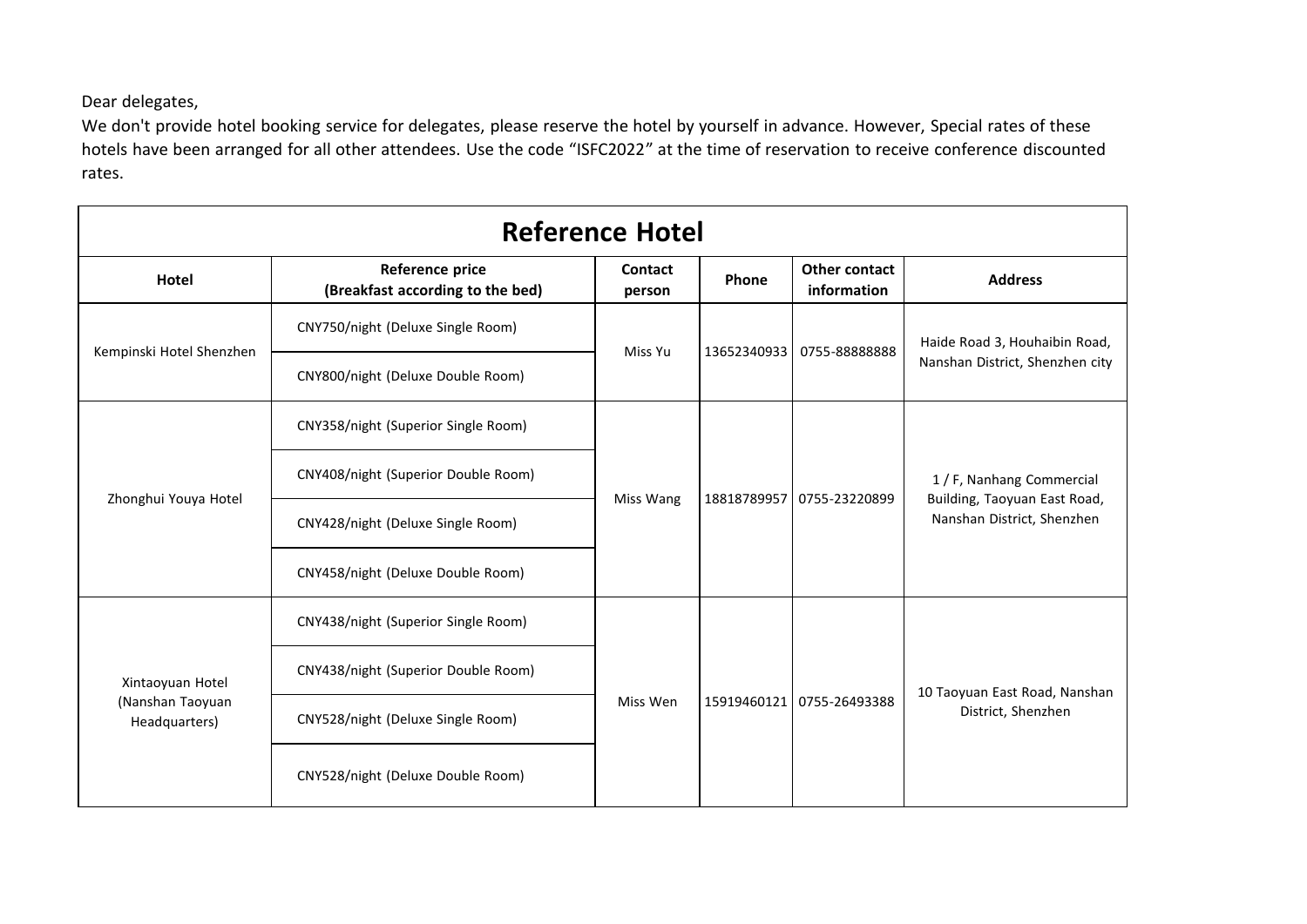Dear delegates,
We don't provide hotel booking service for delegates, please reserve the hotel by yourself in advance. However, Special rates of these hotels have been arranged for all other attendees. Use the code “ISFC2022” at the time of reservation to receive conference discounted rates.

## Reference Hotel

| Hotel | Reference price (Breakfast according to the bed) | Contact person | Phone | Other contact information | Address |
|---|---|---|---|---|---|
| Kempinski Hotel Shenzhen | CNY750/night (Deluxe Single Room) | Miss Yu | 13652340933 | 0755-88888888 | Haide Road 3, Houhaibin Road, Nanshan District, Shenzhen city |
| | CNY800/night (Deluxe Double Room) | | | | |
| Zhonghui Youya Hotel | CNY358/night (Superior Single Room) | Miss Wang | 18818789957 | 0755-23220899 | 1 / F, Nanhang Commercial Building, Taoyuan East Road, Nanshan District, Shenzhen |
| | CNY408/night (Superior Double Room) | | | | |
| | CNY428/night (Deluxe Single Room) | | | | |
| | CNY458/night (Deluxe Double Room) | | | | |
| Xintaoyuan Hotel (Nanshan Taoyuan Headquarters) | CNY438/night (Superior Single Room) | Miss Wen | 15919460121 | 0755-26493388 | 10 Taoyuan East Road, Nanshan District, Shenzhen |
| | CNY438/night (Superior Double Room) | | | | |
| | CNY528/night (Deluxe Single Room) | | | | |
| | CNY528/night (Deluxe Double Room) | | | | |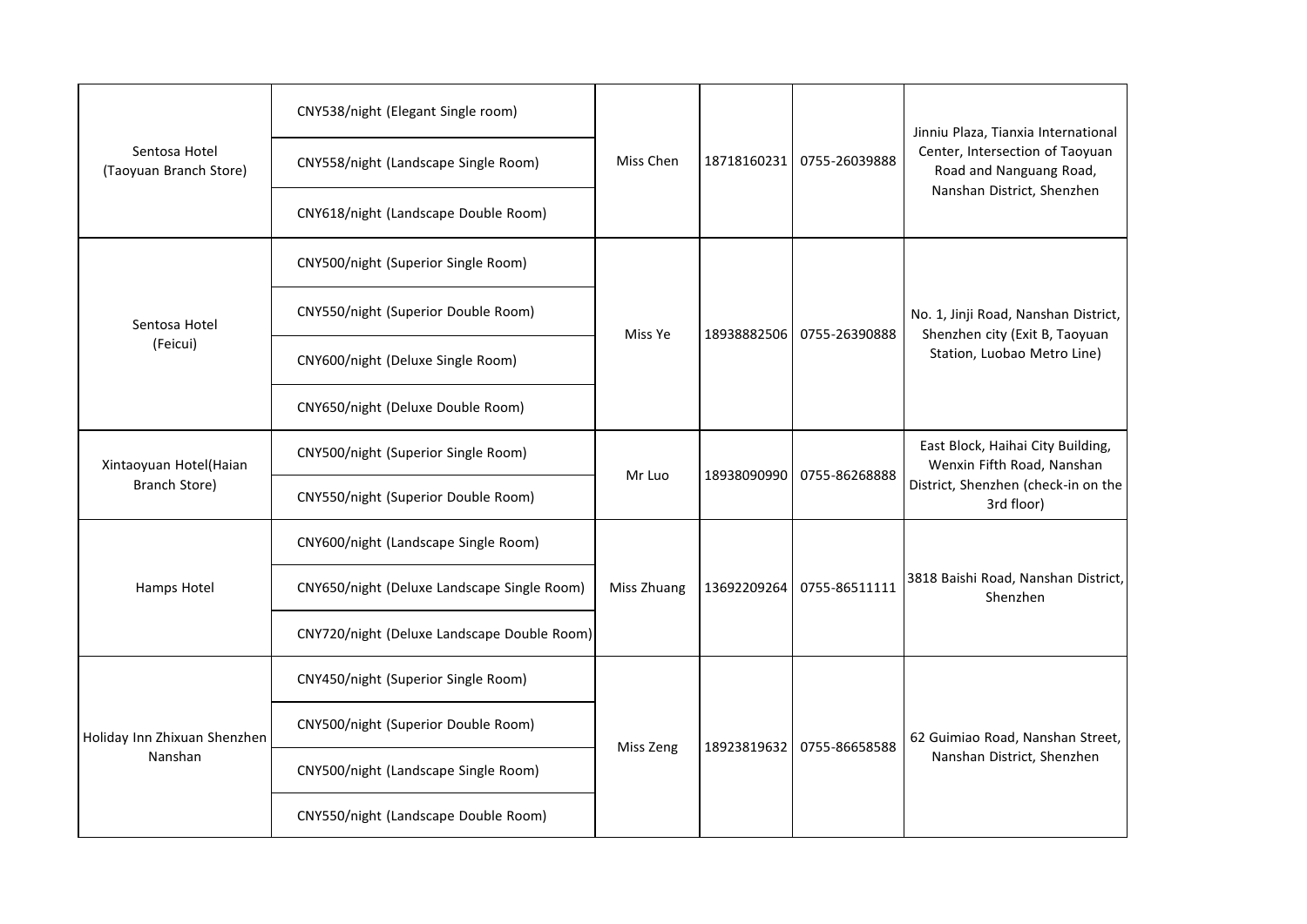| Sentosa Hotel (Taoyuan Branch Store) | CNY538/night (Elegant Single room) | Miss Chen | 18718160231 | 0755-26039888 | Jinniu Plaza, Tianxia International Center, Intersection of Taoyuan Road and Nanguang Road, Nanshan District, Shenzhen |
|---|---|---|---|---|---|
| | CNY558/night (Landscape Single Room) | | | | |
| | CNY618/night (Landscape Double Room) | | | | |
| Sentosa Hotel (Feicui) | CNY500/night (Superior Single Room) | Miss Ye | 18938882506 | 0755-26390888 | No. 1, Jinji Road, Nanshan District, Shenzhen city (Exit B, Taoyuan Station, Luobao Metro Line) |
| | CNY550/night (Superior Double Room) | | | | |
| | CNY600/night (Deluxe Single Room) | | | | |
| | CNY650/night (Deluxe Double Room) | | | | |
| Xintaoyuan Hotel(Haian Branch Store) | CNY500/night (Superior Single Room) | Mr Luo | 18938090990 | 0755-86268888 | East Block, Haihai City Building, Wenxin Fifth Road, Nanshan District, Shenzhen (check-in on the 3rd floor) |
| | CNY550/night (Superior Double Room) | | | | |
| Hamps Hotel | CNY600/night (Landscape Single Room) | Miss Zhuang | 13692209264 | 0755-86511111 | 3818 Baishi Road, Nanshan District, Shenzhen |
| | CNY650/night (Deluxe Landscape Single Room) | | | | |
| | CNY720/night (Deluxe Landscape Double Room) | | | | |
| Holiday Inn Zhixuan Shenzhen Nanshan | CNY450/night (Superior Single Room) | Miss Zeng | 18923819632 | 0755-86658588 | 62 Guimiao Road, Nanshan Street, Nanshan District, Shenzhen |
| | CNY500/night (Superior Double Room) | | | | |
| | CNY500/night (Landscape Single Room) | | | | |
| | CNY550/night (Landscape Double Room) | | | | |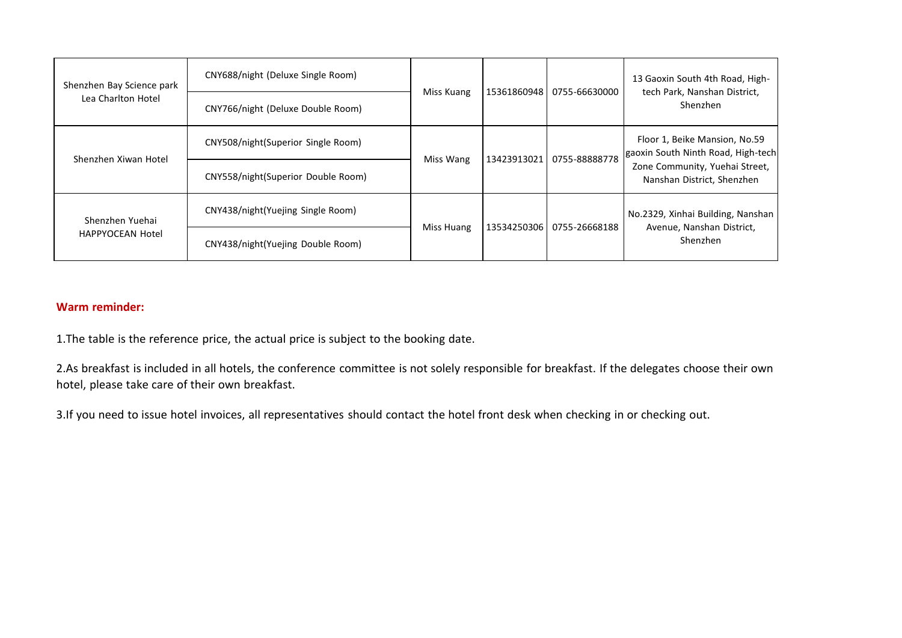| | | | | | |
|---|---|---|---|---|---|
| Shenzhen Bay Science park Lea Charlton Hotel | CNY688/night (Deluxe Single Room) | Miss Kuang | 15361860948 | 0755-66630000 | 13 Gaoxin South 4th Road, High-tech Park, Nanshan District, Shenzhen |
| | CNY766/night (Deluxe Double Room) | | | | |
| Shenzhen Xiwan Hotel | CNY508/night(Superior Single Room) | Miss Wang | 13423913021 | 0755-88888778 | Floor 1, Beike Mansion, No.59 gaoxin South Ninth Road, High-tech Zone Community, Yuehai Street, Nanshan District, Shenzhen |
| | CNY558/night(Superior Double Room) | | | | |
| Shenzhen Yuehai HAPPYOCEAN Hotel | CNY438/night(Yuejing Single Room) | Miss Huang | 13534250306 | 0755-26668188 | No.2329, Xinhai Building, Nanshan Avenue, Nanshan District, Shenzhen |
| | CNY438/night(Yuejing Double Room) | | | | |

**Warm reminder:**

1.The table is the reference price, the actual price is subject to the booking date.

2.As breakfast is included in all hotels, the conference committee is not solely responsible for breakfast. If the delegates choose their own hotel, please take care of their own breakfast.

3.If you need to issue hotel invoices, all representatives should contact the hotel front desk when checking in or checking out.